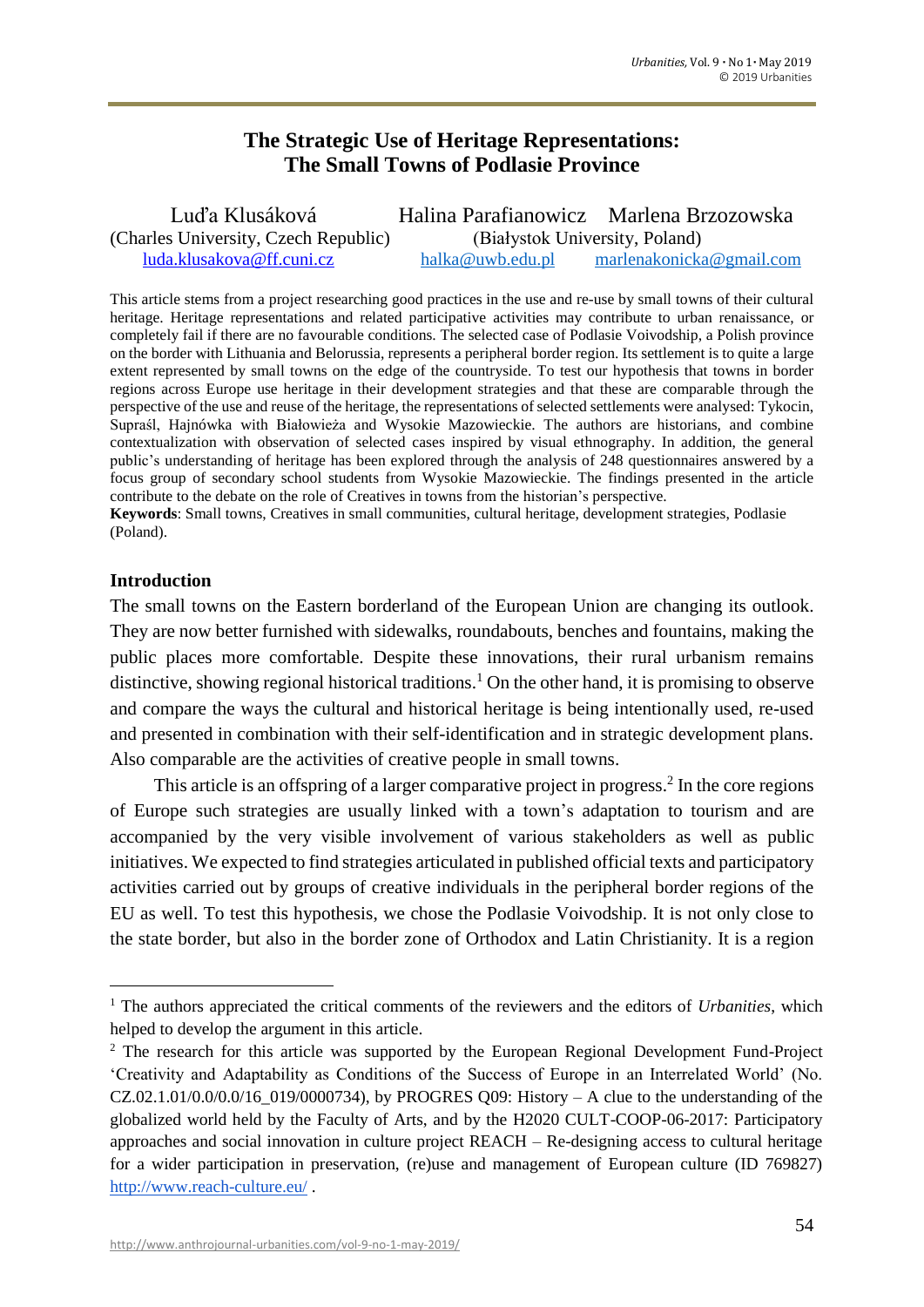# The Strategic Use of Heritage Representations: The Small Towns of Podlasie Province

Luďa Klusáková (Charles University, Czech Republic) luda.klusakova@ff.cuni.cz

Halina Parafianowicz (Białystok University, Poland) halka@uwb.edu.pl

Marlena Brzozowska (Białystok University, Poland) marlenakonicka@gmail.com

This article stems from a project researching good practices in the use and re-use by small towns of their cultural heritage. Heritage representations and related participative activities may contribute to urban renaissance, or completely fail if there are no favourable conditions. The selected case of Podlasie Voivodship, a Polish province on the border with Lithuania and Belorussia, represents a peripheral border region. Its settlement is to quite a large extent represented by small towns on the edge of the countryside. To test our hypothesis that towns in border regions across Europe use heritage in their development strategies and that these are comparable through the perspective of the use and reuse of the heritage, the representations of selected settlements were analysed: Tykocin, Supraśl, Hajnówka with Białowieża and Wysokie Mazowieckie. The authors are historians, and combine contextualization with observation of selected cases inspired by visual ethnography. In addition, the general public's understanding of heritage has been explored through the analysis of 248 questionnaires answered by a focus group of secondary school students from Wysokie Mazowieckie. The findings presented in the article contribute to the debate on the role of Creatives in towns from the historian's perspective.

**Keywords**: Small towns, Creatives in small communities, cultural heritage, development strategies, Podlasie (Poland).

## Introduction

The small towns on the Eastern borderland of the European Union are changing its outlook. They are now better furnished with sidewalks, roundabouts, benches and fountains, making the public places more comfortable. Despite these innovations, their rural urbanism remains distinctive, showing regional historical traditions.[1] On the other hand, it is promising to observe and compare the ways the cultural and historical heritage is being intentionally used, re-used and presented in combination with their self-identification and in strategic development plans. Also comparable are the activities of creative people in small towns.

This article is an offspring of a larger comparative project in progress.[2] In the core regions of Europe such strategies are usually linked with a town's adaptation to tourism and are accompanied by the very visible involvement of various stakeholders as well as public initiatives. We expected to find strategies articulated in published official texts and participatory activities carried out by groups of creative individuals in the peripheral border regions of the EU as well. To test this hypothesis, we chose the Podlasie Voivodship. It is not only close to the state border, but also in the border zone of Orthodox and Latin Christianity. It is a region

---

[1] The authors appreciated the critical comments of the reviewers and the editors of *Urbanities*, which helped to develop the argument in this article.

[2] The research for this article was supported by the European Regional Development Fund-Project 'Creativity and Adaptability as Conditions of the Success of Europe in an Interrelated World' (No. CZ.02.1.01/0.0/0.0/16_019/0000734), by PROGRES Q09: History – A clue to the understanding of the globalized world held by the Faculty of Arts, and by the H2020 CULT-COOP-06-2017: Participatory approaches and social innovation in culture project REACH – Re-designing access to cultural heritage for a wider participation in preservation, (re)use and management of European culture (ID 769827) http://www.reach-culture.eu/ .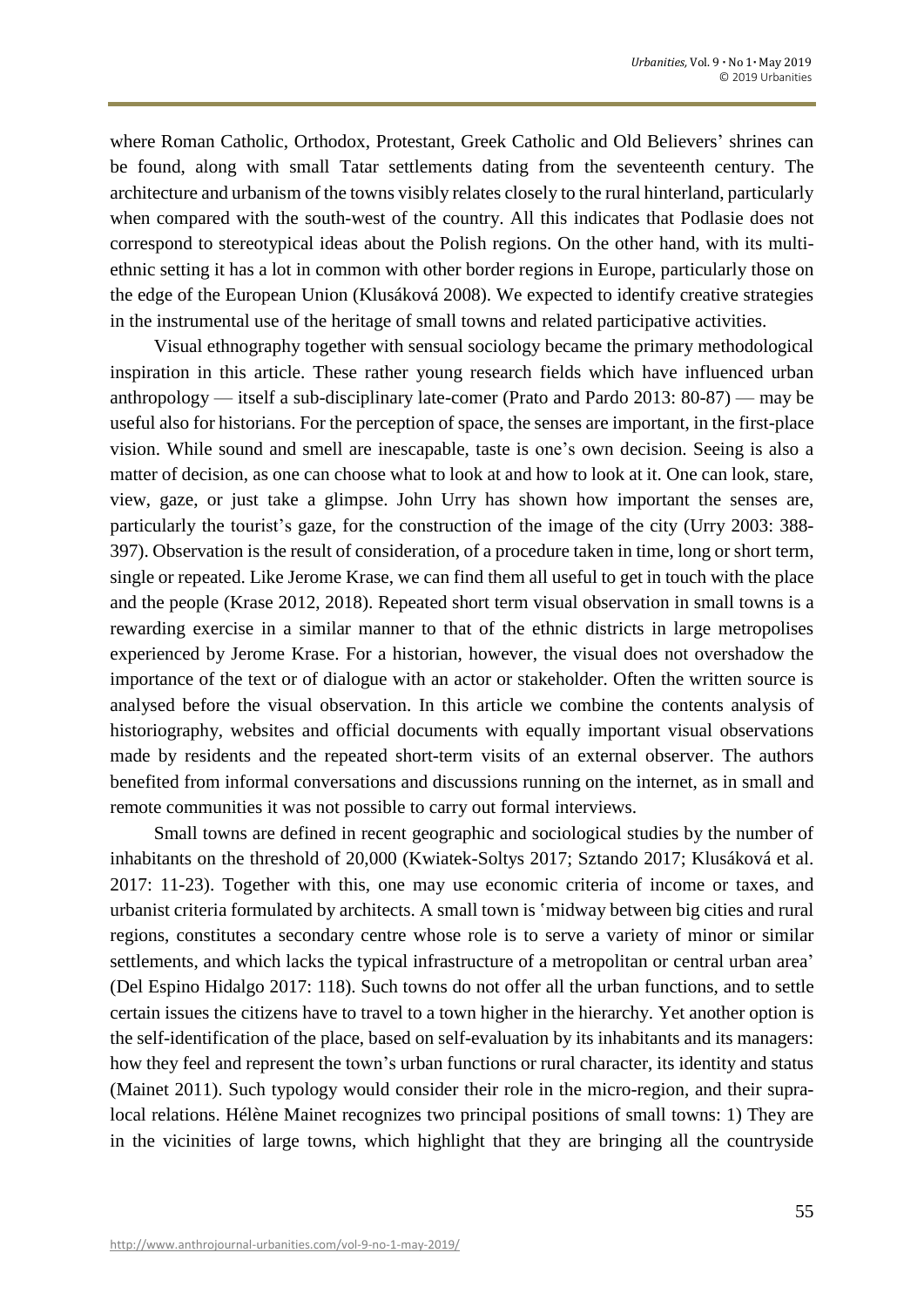where Roman Catholic, Orthodox, Protestant, Greek Catholic and Old Believers' shrines can be found, along with small Tatar settlements dating from the seventeenth century. The architecture and urbanism of the towns visibly relates closely to the rural hinterland, particularly when compared with the south-west of the country. All this indicates that Podlasie does not correspond to stereotypical ideas about the Polish regions. On the other hand, with its multi-ethnic setting it has a lot in common with other border regions in Europe, particularly those on the edge of the European Union (Klusáková 2008). We expected to identify creative strategies in the instrumental use of the heritage of small towns and related participative activities.

Visual ethnography together with sensual sociology became the primary methodological inspiration in this article. These rather young research fields which have influenced urban anthropology — itself a sub-disciplinary late-comer (Prato and Pardo 2013: 80-87) — may be useful also for historians. For the perception of space, the senses are important, in the first-place vision. While sound and smell are inescapable, taste is one's own decision. Seeing is also a matter of decision, as one can choose what to look at and how to look at it. One can look, stare, view, gaze, or just take a glimpse. John Urry has shown how important the senses are, particularly the tourist's gaze, for the construction of the image of the city (Urry 2003: 388-397). Observation is the result of consideration, of a procedure taken in time, long or short term, single or repeated. Like Jerome Krase, we can find them all useful to get in touch with the place and the people (Krase 2012, 2018). Repeated short term visual observation in small towns is a rewarding exercise in a similar manner to that of the ethnic districts in large metropolises experienced by Jerome Krase. For a historian, however, the visual does not overshadow the importance of the text or of dialogue with an actor or stakeholder. Often the written source is analysed before the visual observation. In this article we combine the contents analysis of historiography, websites and official documents with equally important visual observations made by residents and the repeated short-term visits of an external observer. The authors benefited from informal conversations and discussions running on the internet, as in small and remote communities it was not possible to carry out formal interviews.

Small towns are defined in recent geographic and sociological studies by the number of inhabitants on the threshold of 20,000 (Kwiatek-Soltys 2017; Sztando 2017; Klusáková et al. 2017: 11-23). Together with this, one may use economic criteria of income or taxes, and urbanist criteria formulated by architects. A small town is 'midway between big cities and rural regions, constitutes a secondary centre whose role is to serve a variety of minor or similar settlements, and which lacks the typical infrastructure of a metropolitan or central urban area' (Del Espino Hidalgo 2017: 118). Such towns do not offer all the urban functions, and to settle certain issues the citizens have to travel to a town higher in the hierarchy. Yet another option is the self-identification of the place, based on self-evaluation by its inhabitants and its managers: how they feel and represent the town's urban functions or rural character, its identity and status (Mainet 2011). Such typology would consider their role in the micro-region, and their supra-local relations. Hélène Mainet recognizes two principal positions of small towns: 1) They are in the vicinities of large towns, which highlight that they are bringing all the countryside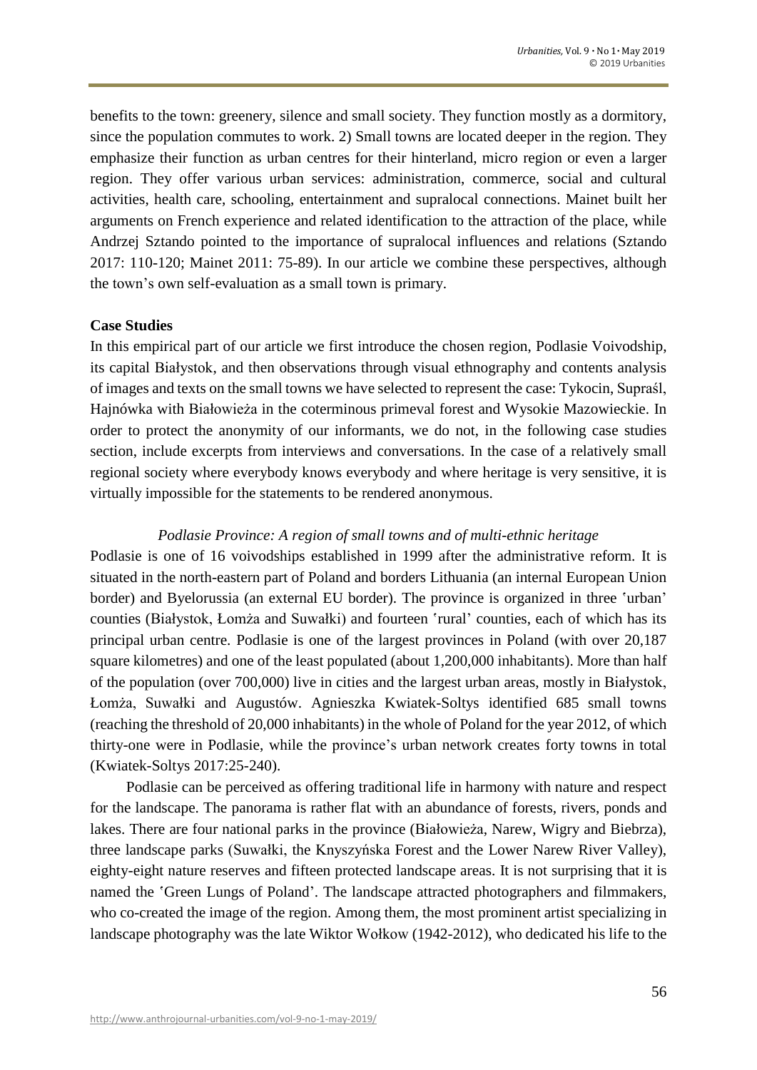benefits to the town: greenery, silence and small society. They function mostly as a dormitory, since the population commutes to work. 2) Small towns are located deeper in the region. They emphasize their function as urban centres for their hinterland, micro region or even a larger region. They offer various urban services: administration, commerce, social and cultural activities, health care, schooling, entertainment and supralocal connections. Mainet built her arguments on French experience and related identification to the attraction of the place, while Andrzej Sztando pointed to the importance of supralocal influences and relations (Sztando 2017: 110-120; Mainet 2011: 75-89). In our article we combine these perspectives, although the town's own self-evaluation as a small town is primary.

**Case Studies**

In this empirical part of our article we first introduce the chosen region, Podlasie Voivodship, its capital Białystok, and then observations through visual ethnography and contents analysis of images and texts on the small towns we have selected to represent the case: Tykocin, Supraśl, Hajnówka with Białowieża in the coterminous primeval forest and Wysokie Mazowieckie. In order to protect the anonymity of our informants, we do not, in the following case studies section, include excerpts from interviews and conversations. In the case of a relatively small regional society where everybody knows everybody and where heritage is very sensitive, it is virtually impossible for the statements to be rendered anonymous.

*Podlasie Province: A region of small towns and of multi-ethnic heritage*

Podlasie is one of 16 voivodships established in 1999 after the administrative reform. It is situated in the north-eastern part of Poland and borders Lithuania (an internal European Union border) and Byelorussia (an external EU border). The province is organized in three ʽurban' counties (Białystok, Łomża and Suwałki) and fourteen ʽrural' counties, each of which has its principal urban centre. Podlasie is one of the largest provinces in Poland (with over 20,187 square kilometres) and one of the least populated (about 1,200,000 inhabitants). More than half of the population (over 700,000) live in cities and the largest urban areas, mostly in Białystok, Łomża, Suwałki and Augustów. Agnieszka Kwiatek-Soltys identified 685 small towns (reaching the threshold of 20,000 inhabitants) in the whole of Poland for the year 2012, of which thirty-one were in Podlasie, while the province's urban network creates forty towns in total (Kwiatek-Soltys 2017:25-240).

Podlasie can be perceived as offering traditional life in harmony with nature and respect for the landscape. The panorama is rather flat with an abundance of forests, rivers, ponds and lakes. There are four national parks in the province (Białowieża, Narew, Wigry and Biebrza), three landscape parks (Suwałki, the Knyszyńska Forest and the Lower Narew River Valley), eighty-eight nature reserves and fifteen protected landscape areas. It is not surprising that it is named the ʽGreen Lungs of Poland'. The landscape attracted photographers and filmmakers, who co-created the image of the region. Among them, the most prominent artist specializing in landscape photography was the late Wiktor Wołkow (1942-2012), who dedicated his life to the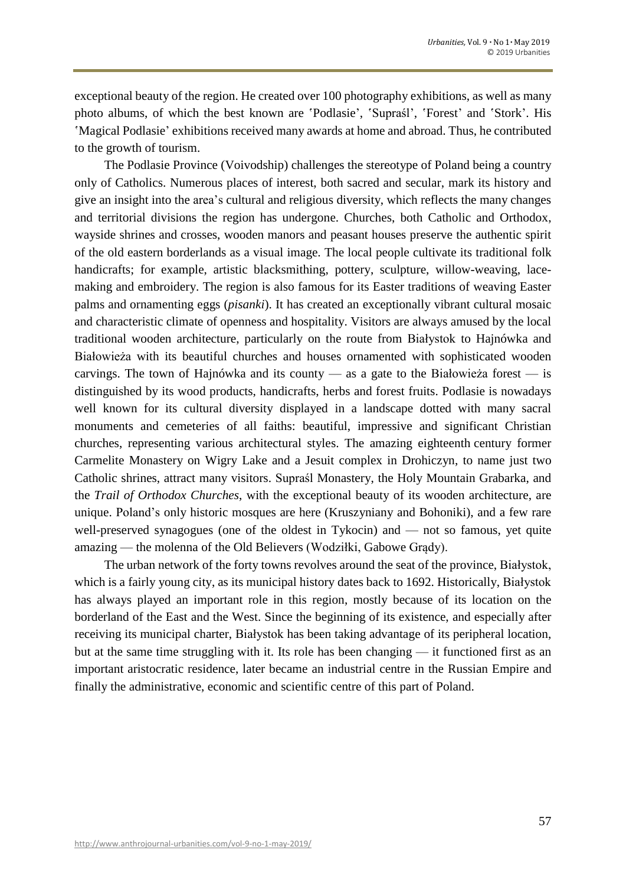exceptional beauty of the region. He created over 100 photography exhibitions, as well as many photo albums, of which the best known are 'Podlasie', 'Supraśl', 'Forest' and 'Stork'. His 'Magical Podlasie' exhibitions received many awards at home and abroad. Thus, he contributed to the growth of tourism.

The Podlasie Province (Voivodship) challenges the stereotype of Poland being a country only of Catholics. Numerous places of interest, both sacred and secular, mark its history and give an insight into the area's cultural and religious diversity, which reflects the many changes and territorial divisions the region has undergone. Churches, both Catholic and Orthodox, wayside shrines and crosses, wooden manors and peasant houses preserve the authentic spirit of the old eastern borderlands as a visual image. The local people cultivate its traditional folk handicrafts; for example, artistic blacksmithing, pottery, sculpture, willow-weaving, lace-making and embroidery. The region is also famous for its Easter traditions of weaving Easter palms and ornamenting eggs (*pisanki*). It has created an exceptionally vibrant cultural mosaic and characteristic climate of openness and hospitality. Visitors are always amused by the local traditional wooden architecture, particularly on the route from Białystok to Hajnówka and Białowieża with its beautiful churches and houses ornamented with sophisticated wooden carvings. The town of Hajnówka and its county — as a gate to the Białowieża forest — is distinguished by its wood products, handicrafts, herbs and forest fruits. Podlasie is nowadays well known for its cultural diversity displayed in a landscape dotted with many sacral monuments and cemeteries of all faiths: beautiful, impressive and significant Christian churches, representing various architectural styles. The amazing eighteenth century former Carmelite Monastery on Wigry Lake and a Jesuit complex in Drohiczyn, to name just two Catholic shrines, attract many visitors. Supraśl Monastery, the Holy Mountain Grabarka, and the *Trail of Orthodox Churches*, with the exceptional beauty of its wooden architecture, are unique. Poland's only historic mosques are here (Kruszyniany and Bohoniki), and a few rare well-preserved synagogues (one of the oldest in Tykocin) and — not so famous, yet quite amazing — the molenna of the Old Believers (Wodziłki, Gabowe Grądy).

The urban network of the forty towns revolves around the seat of the province, Białystok, which is a fairly young city, as its municipal history dates back to 1692. Historically, Białystok has always played an important role in this region, mostly because of its location on the borderland of the East and the West. Since the beginning of its existence, and especially after receiving its municipal charter, Białystok has been taking advantage of its peripheral location, but at the same time struggling with it. Its role has been changing — it functioned first as an important aristocratic residence, later became an industrial centre in the Russian Empire and finally the administrative, economic and scientific centre of this part of Poland.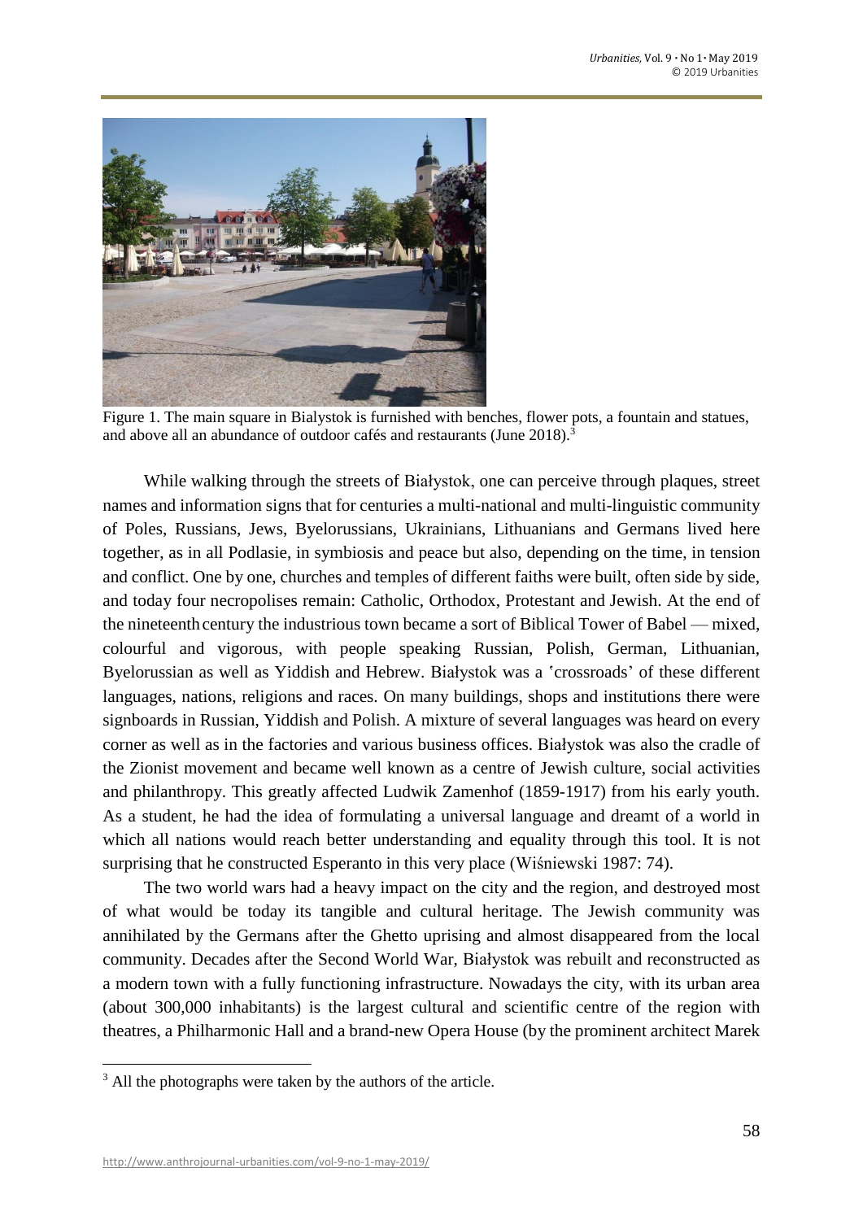Figure 1. The main square in Bialystok is furnished with benches, flower pots, a fountain and statues, and above all an abundance of outdoor cafés and restaurants (June 2018).[3]

While walking through the streets of Białystok, one can perceive through plaques, street names and information signs that for centuries a multi-national and multi-linguistic community of Poles, Russians, Jews, Byelorussians, Ukrainians, Lithuanians and Germans lived here together, as in all Podlasie, in symbiosis and peace but also, depending on the time, in tension and conflict. One by one, churches and temples of different faiths were built, often side by side, and today four necropolises remain: Catholic, Orthodox, Protestant and Jewish. At the end of the nineteenth century the industrious town became a sort of Biblical Tower of Babel — mixed, colourful and vigorous, with people speaking Russian, Polish, German, Lithuanian, Byelorussian as well as Yiddish and Hebrew. Białystok was a 'crossroads' of these different languages, nations, religions and races. On many buildings, shops and institutions there were signboards in Russian, Yiddish and Polish. A mixture of several languages was heard on every corner as well as in the factories and various business offices. Białystok was also the cradle of the Zionist movement and became well known as a centre of Jewish culture, social activities and philanthropy. This greatly affected Ludwik Zamenhof (1859-1917) from his early youth. As a student, he had the idea of formulating a universal language and dreamt of a world in which all nations would reach better understanding and equality through this tool. It is not surprising that he constructed Esperanto in this very place (Wiśniewski 1987: 74).

The two world wars had a heavy impact on the city and the region, and destroyed most of what would be today its tangible and cultural heritage. The Jewish community was annihilated by the Germans after the Ghetto uprising and almost disappeared from the local community. Decades after the Second World War, Białystok was rebuilt and reconstructed as a modern town with a fully functioning infrastructure. Nowadays the city, with its urban area (about 300,000 inhabitants) is the largest cultural and scientific centre of the region with theatres, a Philharmonic Hall and a brand-new Opera House (by the prominent architect Marek

---

[3] All the photographs were taken by the authors of the article.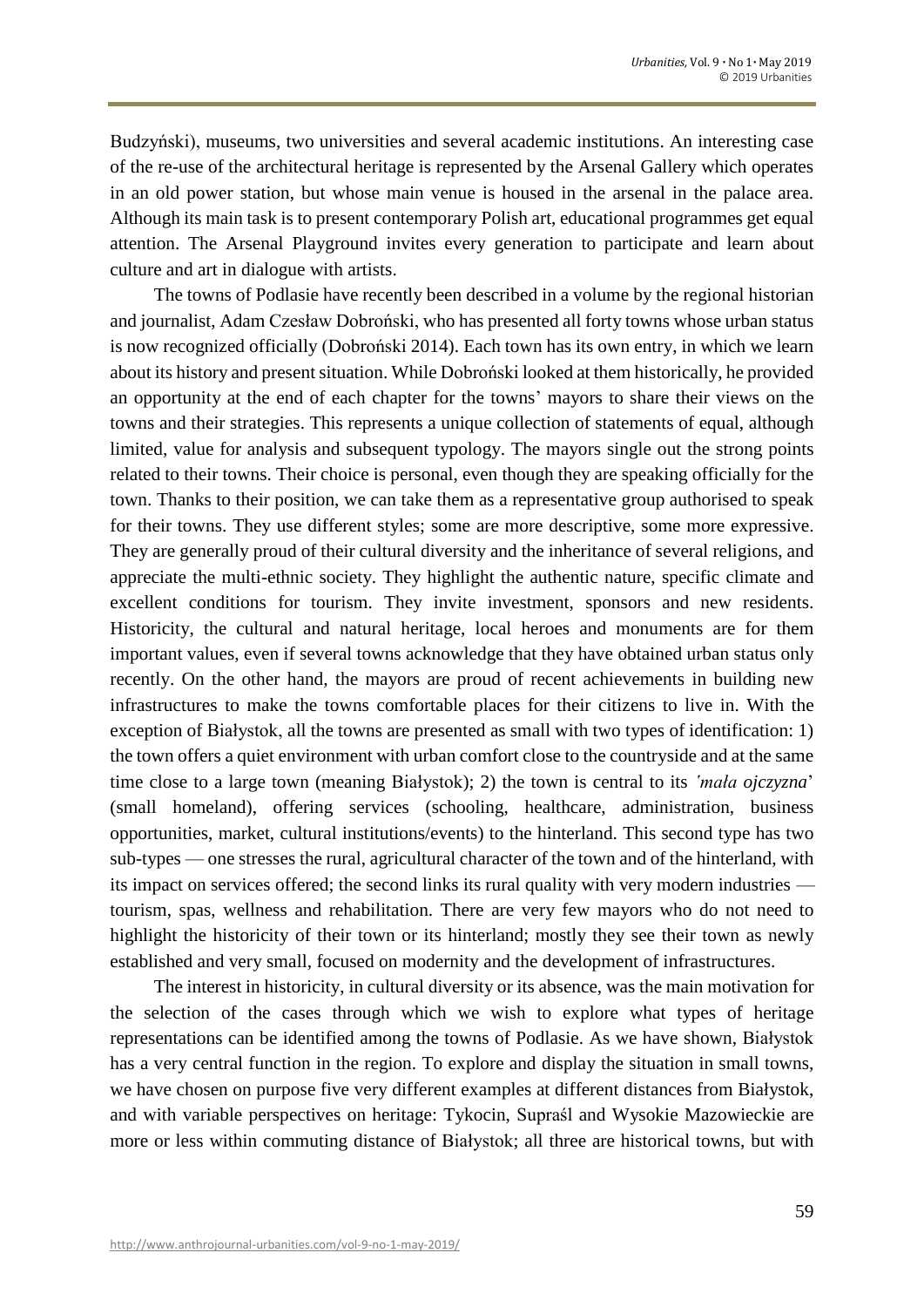Budzyński), museums, two universities and several academic institutions. An interesting case of the re-use of the architectural heritage is represented by the Arsenal Gallery which operates in an old power station, but whose main venue is housed in the arsenal in the palace area. Although its main task is to present contemporary Polish art, educational programmes get equal attention. The Arsenal Playground invites every generation to participate and learn about culture and art in dialogue with artists.

The towns of Podlasie have recently been described in a volume by the regional historian and journalist, Adam Czesław Dobroński, who has presented all forty towns whose urban status is now recognized officially (Dobroński 2014). Each town has its own entry, in which we learn about its history and present situation. While Dobroński looked at them historically, he provided an opportunity at the end of each chapter for the towns' mayors to share their views on the towns and their strategies. This represents a unique collection of statements of equal, although limited, value for analysis and subsequent typology. The mayors single out the strong points related to their towns. Their choice is personal, even though they are speaking officially for the town. Thanks to their position, we can take them as a representative group authorised to speak for their towns. They use different styles; some are more descriptive, some more expressive. They are generally proud of their cultural diversity and the inheritance of several religions, and appreciate the multi-ethnic society. They highlight the authentic nature, specific climate and excellent conditions for tourism. They invite investment, sponsors and new residents. Historicity, the cultural and natural heritage, local heroes and monuments are for them important values, even if several towns acknowledge that they have obtained urban status only recently. On the other hand, the mayors are proud of recent achievements in building new infrastructures to make the towns comfortable places for their citizens to live in. With the exception of Białystok, all the towns are presented as small with two types of identification: 1) the town offers a quiet environment with urban comfort close to the countryside and at the same time close to a large town (meaning Białystok); 2) the town is central to its *'mała ojczyzna*' (small homeland), offering services (schooling, healthcare, administration, business opportunities, market, cultural institutions/events) to the hinterland. This second type has two sub-types — one stresses the rural, agricultural character of the town and of the hinterland, with its impact on services offered; the second links its rural quality with very modern industries — tourism, spas, wellness and rehabilitation. There are very few mayors who do not need to highlight the historicity of their town or its hinterland; mostly they see their town as newly established and very small, focused on modernity and the development of infrastructures.

The interest in historicity, in cultural diversity or its absence, was the main motivation for the selection of the cases through which we wish to explore what types of heritage representations can be identified among the towns of Podlasie. As we have shown, Białystok has a very central function in the region. To explore and display the situation in small towns, we have chosen on purpose five very different examples at different distances from Białystok, and with variable perspectives on heritage: Tykocin, Supraśl and Wysokie Mazowieckie are more or less within commuting distance of Białystok; all three are historical towns, but with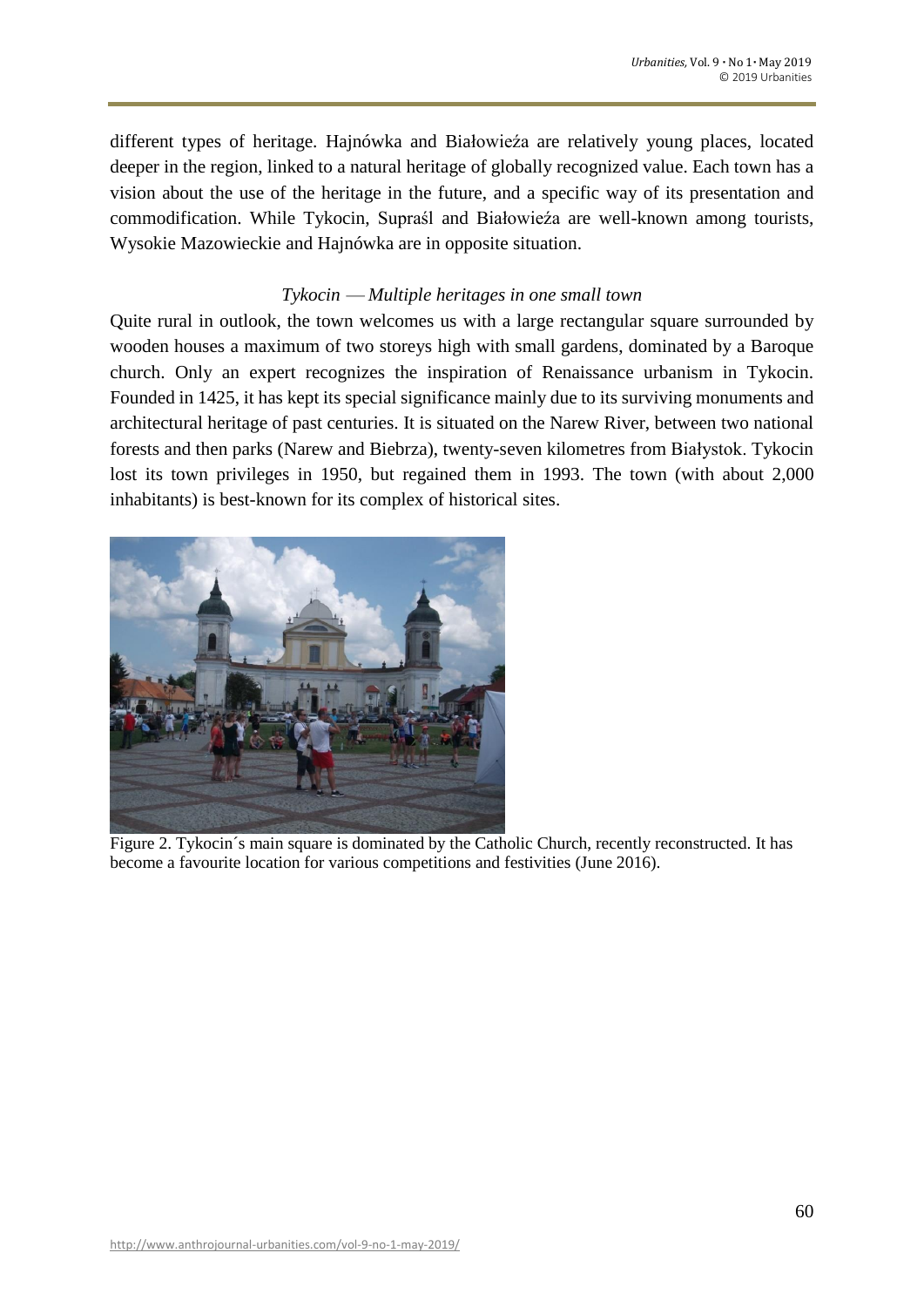different types of heritage. Hajnówka and Białowieźa are relatively young places, located deeper in the region, linked to a natural heritage of globally recognized value. Each town has a vision about the use of the heritage in the future, and a specific way of its presentation and commodification. While Tykocin, Supraśl and Białowieźa are well-known among tourists, Wysokie Mazowieckie and Hajnówka are in opposite situation.

*Tykocin — Multiple heritages in one small town*

Quite rural in outlook, the town welcomes us with a large rectangular square surrounded by wooden houses a maximum of two storeys high with small gardens, dominated by a Baroque church. Only an expert recognizes the inspiration of Renaissance urbanism in Tykocin. Founded in 1425, it has kept its special significance mainly due to its surviving monuments and architectural heritage of past centuries. It is situated on the Narew River, between two national forests and then parks (Narew and Biebrza), twenty-seven kilometres from Białystok. Tykocin lost its town privileges in 1950, but regained them in 1993. The town (with about 2,000 inhabitants) is best-known for its complex of historical sites.

Figure 2. Tykocin´s main square is dominated by the Catholic Church, recently reconstructed. It has become a favourite location for various competitions and festivities (June 2016).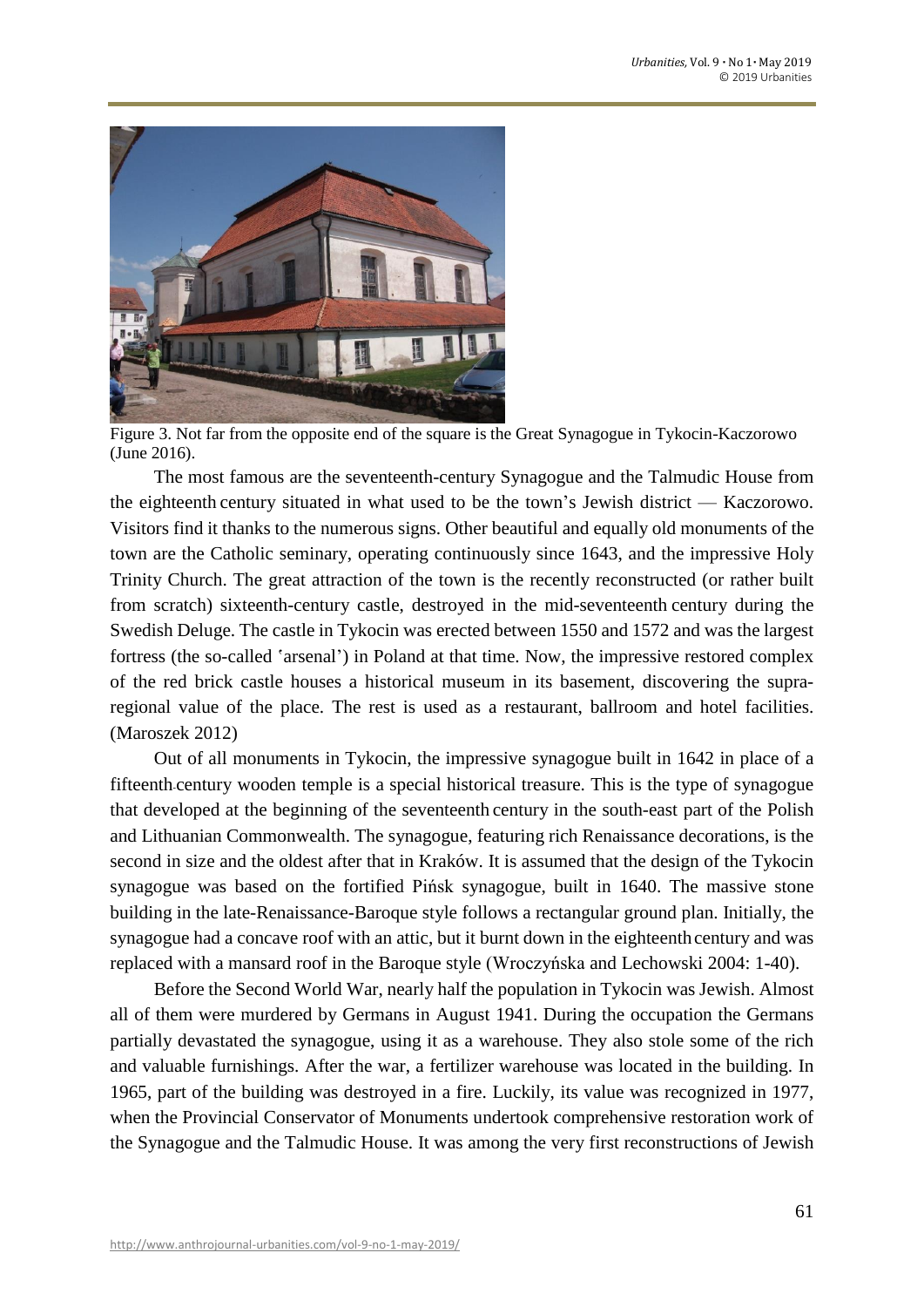Figure 3. Not far from the opposite end of the square is the Great Synagogue in Tykocin-Kaczorowo (June 2016).

The most famous are the seventeenth-century Synagogue and the Talmudic House from the eighteenth century situated in what used to be the town's Jewish district — Kaczorowo. Visitors find it thanks to the numerous signs. Other beautiful and equally old monuments of the town are the Catholic seminary, operating continuously since 1643, and the impressive Holy Trinity Church. The great attraction of the town is the recently reconstructed (or rather built from scratch) sixteenth-century castle, destroyed in the mid-seventeenth century during the Swedish Deluge. The castle in Tykocin was erected between 1550 and 1572 and was the largest fortress (the so-called 'arsenal') in Poland at that time. Now, the impressive restored complex of the red brick castle houses a historical museum in its basement, discovering the supra-regional value of the place. The rest is used as a restaurant, ballroom and hotel facilities. (Maroszek 2012)

Out of all monuments in Tykocin, the impressive synagogue built in 1642 in place of a fifteenth-century wooden temple is a special historical treasure. This is the type of synagogue that developed at the beginning of the seventeenth century in the south-east part of the Polish and Lithuanian Commonwealth. The synagogue, featuring rich Renaissance decorations, is the second in size and the oldest after that in Kraków. It is assumed that the design of the Tykocin synagogue was based on the fortified Pińsk synagogue, built in 1640. The massive stone building in the late-Renaissance-Baroque style follows a rectangular ground plan. Initially, the synagogue had a concave roof with an attic, but it burnt down in the eighteenth century and was replaced with a mansard roof in the Baroque style (Wroczyńska and Lechowski 2004: 1-40).

Before the Second World War, nearly half the population in Tykocin was Jewish. Almost all of them were murdered by Germans in August 1941. During the occupation the Germans partially devastated the synagogue, using it as a warehouse. They also stole some of the rich and valuable furnishings. After the war, a fertilizer warehouse was located in the building. In 1965, part of the building was destroyed in a fire. Luckily, its value was recognized in 1977, when the Provincial Conservator of Monuments undertook comprehensive restoration work of the Synagogue and the Talmudic House. It was among the very first reconstructions of Jewish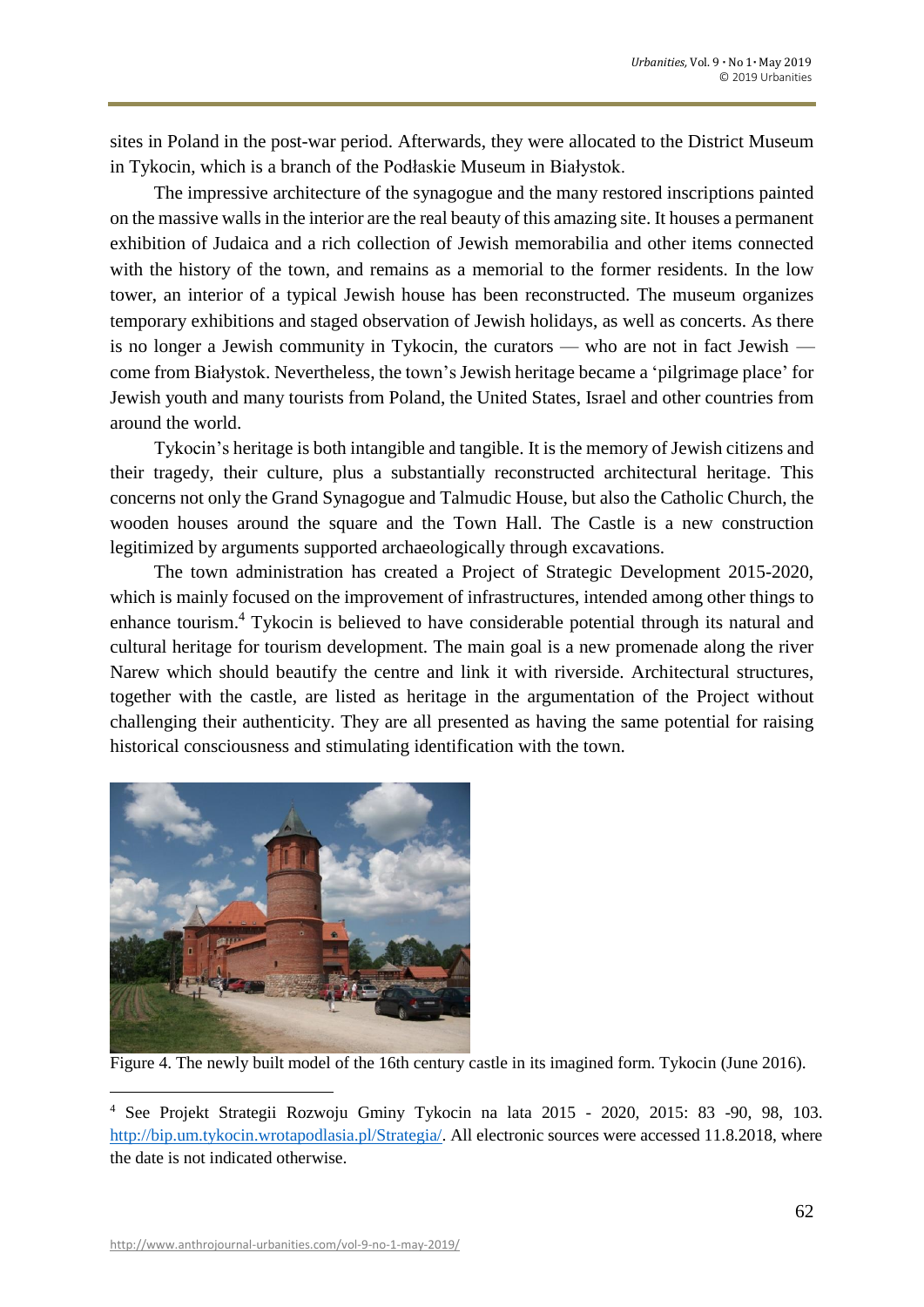sites in Poland in the post-war period. Afterwards, they were allocated to the District Museum in Tykocin, which is a branch of the Podłaskie Museum in Białystok.

The impressive architecture of the synagogue and the many restored inscriptions painted on the massive walls in the interior are the real beauty of this amazing site. It houses a permanent exhibition of Judaica and a rich collection of Jewish memorabilia and other items connected with the history of the town, and remains as a memorial to the former residents. In the low tower, an interior of a typical Jewish house has been reconstructed. The museum organizes temporary exhibitions and staged observation of Jewish holidays, as well as concerts. As there is no longer a Jewish community in Tykocin, the curators — who are not in fact Jewish — come from Białystok. Nevertheless, the town's Jewish heritage became a 'pilgrimage place' for Jewish youth and many tourists from Poland, the United States, Israel and other countries from around the world.

Tykocin's heritage is both intangible and tangible. It is the memory of Jewish citizens and their tragedy, their culture, plus a substantially reconstructed architectural heritage. This concerns not only the Grand Synagogue and Talmudic House, but also the Catholic Church, the wooden houses around the square and the Town Hall. The Castle is a new construction legitimized by arguments supported archaeologically through excavations.

The town administration has created a Project of Strategic Development 2015-2020, which is mainly focused on the improvement of infrastructures, intended among other things to enhance tourism.[4] Tykocin is believed to have considerable potential through its natural and cultural heritage for tourism development. The main goal is a new promenade along the river Narew which should beautify the centre and link it with riverside. Architectural structures, together with the castle, are listed as heritage in the argumentation of the Project without challenging their authenticity. They are all presented as having the same potential for raising historical consciousness and stimulating identification with the town.

Figure 4. The newly built model of the 16th century castle in its imagined form. Tykocin (June 2016).

[4] See Projekt Strategii Rozwoju Gminy Tykocin na lata 2015 - 2020, 2015: 83 -90, 98, 103. http://bip.um.tykocin.wrotapodlasia.pl/Strategia/. All electronic sources were accessed 11.8.2018, where the date is not indicated otherwise.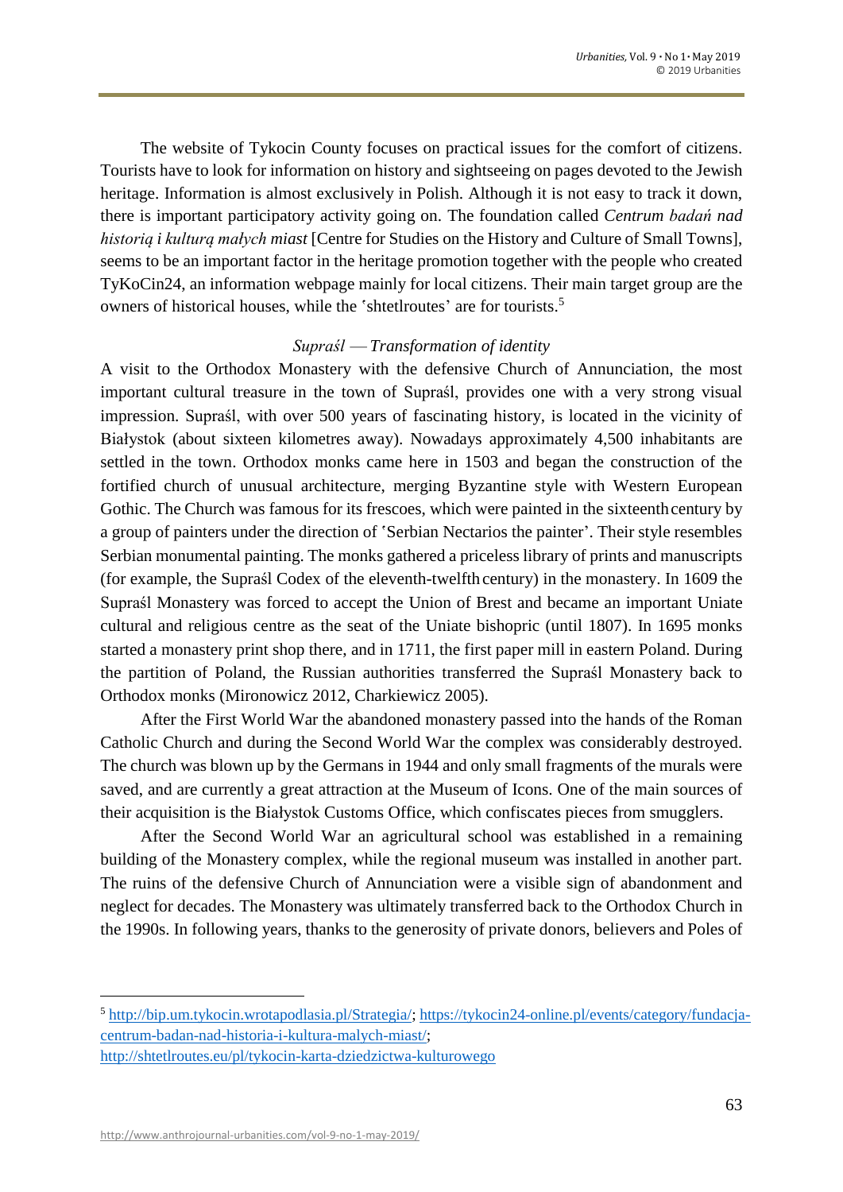The website of Tykocin County focuses on practical issues for the comfort of citizens. Tourists have to look for information on history and sightseeing on pages devoted to the Jewish heritage. Information is almost exclusively in Polish. Although it is not easy to track it down, there is important participatory activity going on. The foundation called *Centrum badań nad historią i kulturą małych miast* [Centre for Studies on the History and Culture of Small Towns], seems to be an important factor in the heritage promotion together with the people who created TyKoCin24, an information webpage mainly for local citizens. Their main target group are the owners of historical houses, while the 'shtetlroutes' are for tourists.[5]

### *Supraśl — Transformation of identity*

A visit to the Orthodox Monastery with the defensive Church of Annunciation, the most important cultural treasure in the town of Supraśl, provides one with a very strong visual impression. Supraśl, with over 500 years of fascinating history, is located in the vicinity of Białystok (about sixteen kilometres away). Nowadays approximately 4,500 inhabitants are settled in the town. Orthodox monks came here in 1503 and began the construction of the fortified church of unusual architecture, merging Byzantine style with Western European Gothic. The Church was famous for its frescoes, which were painted in the sixteenth century by a group of painters under the direction of 'Serbian Nectarios the painter'. Their style resembles Serbian monumental painting. The monks gathered a priceless library of prints and manuscripts (for example, the Supraśl Codex of the eleventh-twelfth century) in the monastery. In 1609 the Supraśl Monastery was forced to accept the Union of Brest and became an important Uniate cultural and religious centre as the seat of the Uniate bishopric (until 1807). In 1695 monks started a monastery print shop there, and in 1711, the first paper mill in eastern Poland. During the partition of Poland, the Russian authorities transferred the Supraśl Monastery back to Orthodox monks (Mironowicz 2012, Charkiewicz 2005).

After the First World War the abandoned monastery passed into the hands of the Roman Catholic Church and during the Second World War the complex was considerably destroyed. The church was blown up by the Germans in 1944 and only small fragments of the murals were saved, and are currently a great attraction at the Museum of Icons. One of the main sources of their acquisition is the Białystok Customs Office, which confiscates pieces from smugglers.

After the Second World War an agricultural school was established in a remaining building of the Monastery complex, while the regional museum was installed in another part. The ruins of the defensive Church of Annunciation were a visible sign of abandonment and neglect for decades. The Monastery was ultimately transferred back to the Orthodox Church in the 1990s. In following years, thanks to the generosity of private donors, believers and Poles of

---

[5] http://bip.um.tykocin.wrotapodlasia.pl/Strategia/; https://tykocin24-online.pl/events/category/fundacja-centrum-badan-nad-historia-i-kultura-malych-miast/; http://shtetlroutes.eu/pl/tykocin-karta-dziedzictwa-kulturowego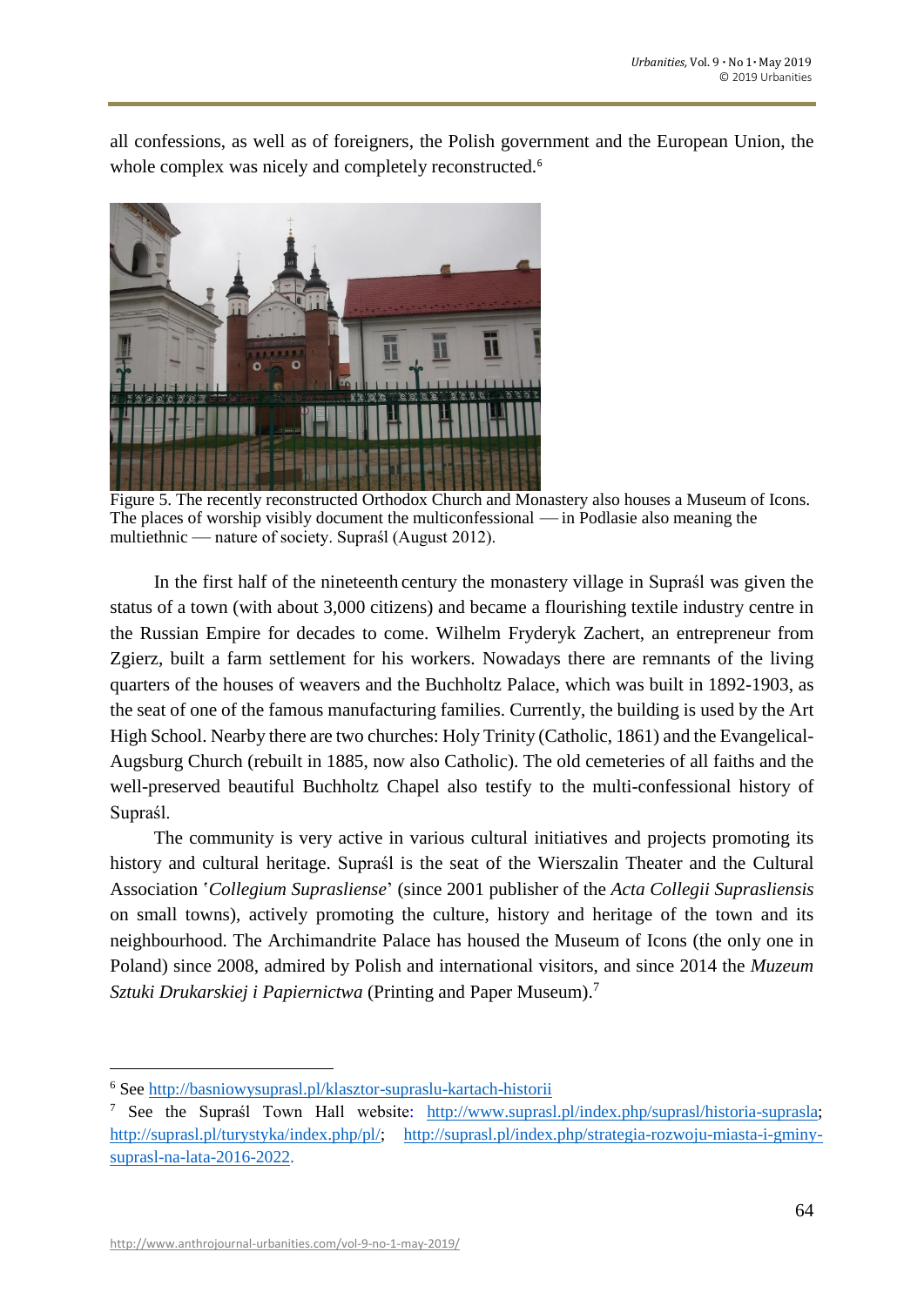all confessions, as well as of foreigners, the Polish government and the European Union, the whole complex was nicely and completely reconstructed.[6]

Figure 5. The recently reconstructed Orthodox Church and Monastery also houses a Museum of Icons. The places of worship visibly document the multiconfessional — in Podlasie also meaning the multiethnic — nature of society. Supraśl (August 2012).

In the first half of the nineteenth century the monastery village in Supraśl was given the status of a town (with about 3,000 citizens) and became a flourishing textile industry centre in the Russian Empire for decades to come. Wilhelm Fryderyk Zachert, an entrepreneur from Zgierz, built a farm settlement for his workers. Nowadays there are remnants of the living quarters of the houses of weavers and the Buchholtz Palace, which was built in 1892-1903, as the seat of one of the famous manufacturing families. Currently, the building is used by the Art High School. Nearby there are two churches: Holy Trinity (Catholic, 1861) and the Evangelical-Augsburg Church (rebuilt in 1885, now also Catholic). The old cemeteries of all faiths and the well-preserved beautiful Buchholtz Chapel also testify to the multi-confessional history of Supraśl.

The community is very active in various cultural initiatives and projects promoting its history and cultural heritage. Supraśl is the seat of the Wierszalin Theater and the Cultural Association '*Collegium Suprasliense*' (since 2001 publisher of the *Acta Collegii Suprasliensis* on small towns), actively promoting the culture, history and heritage of the town and its neighbourhood. The Archimandrite Palace has housed the Museum of Icons (the only one in Poland) since 2008, admired by Polish and international visitors, and since 2014 the *Muzeum Sztuki Drukarskiej i Papiernictwa* (Printing and Paper Museum).[7]

---

[6] See http://basniowysuprasl.pl/klasztor-supraslu-kartach-historii

[7] See the Supraśl Town Hall website: http://www.suprasl.pl/index.php/suprasl/historia-suprasla; http://suprasl.pl/turystyka/index.php/pl/; http://suprasl.pl/index.php/strategia-rozwoju-miasta-i-gminy-suprasl-na-lata-2016-2022.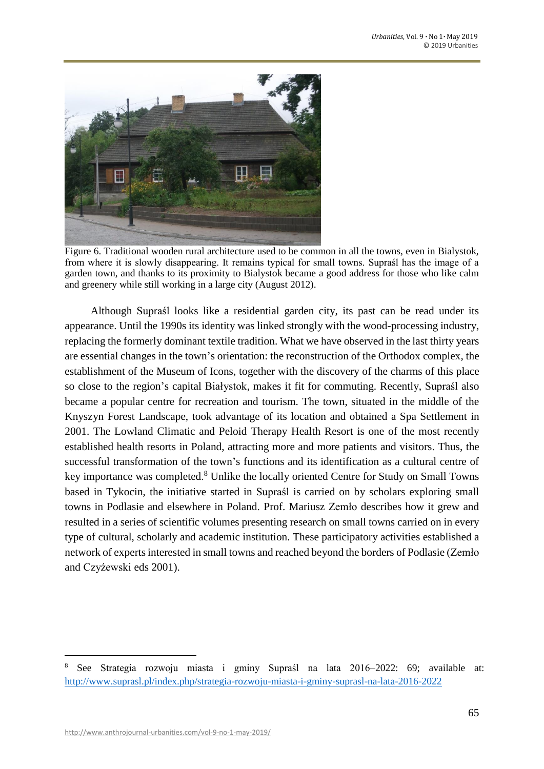Figure 6. Traditional wooden rural architecture used to be common in all the towns, even in Bialystok, from where it is slowly disappearing. It remains typical for small towns. Supraśl has the image of a garden town, and thanks to its proximity to Bialystok became a good address for those who like calm and greenery while still working in a large city (August 2012).

Although Supraśl looks like a residential garden city, its past can be read under its appearance. Until the 1990s its identity was linked strongly with the wood-processing industry, replacing the formerly dominant textile tradition. What we have observed in the last thirty years are essential changes in the town's orientation: the reconstruction of the Orthodox complex, the establishment of the Museum of Icons, together with the discovery of the charms of this place so close to the region's capital Białystok, makes it fit for commuting. Recently, Supraśl also became a popular centre for recreation and tourism. The town, situated in the middle of the Knyszyn Forest Landscape, took advantage of its location and obtained a Spa Settlement in 2001. The Lowland Climatic and Peloid Therapy Health Resort is one of the most recently established health resorts in Poland, attracting more and more patients and visitors. Thus, the successful transformation of the town's functions and its identification as a cultural centre of key importance was completed.[8] Unlike the locally oriented Centre for Study on Small Towns based in Tykocin, the initiative started in Supraśl is carried on by scholars exploring small towns in Podlasie and elsewhere in Poland. Prof. Mariusz Zemło describes how it grew and resulted in a series of scientific volumes presenting research on small towns carried on in every type of cultural, scholarly and academic institution. These participatory activities established a network of experts interested in small towns and reached beyond the borders of Podlasie (Zemło and Czyżewski eds 2001).

[8] See Strategia rozwoju miasta i gminy Supraśl na lata 2016–2022: 69; available at: http://www.suprasl.pl/index.php/strategia-rozwoju-miasta-i-gminy-suprasl-na-lata-2016-2022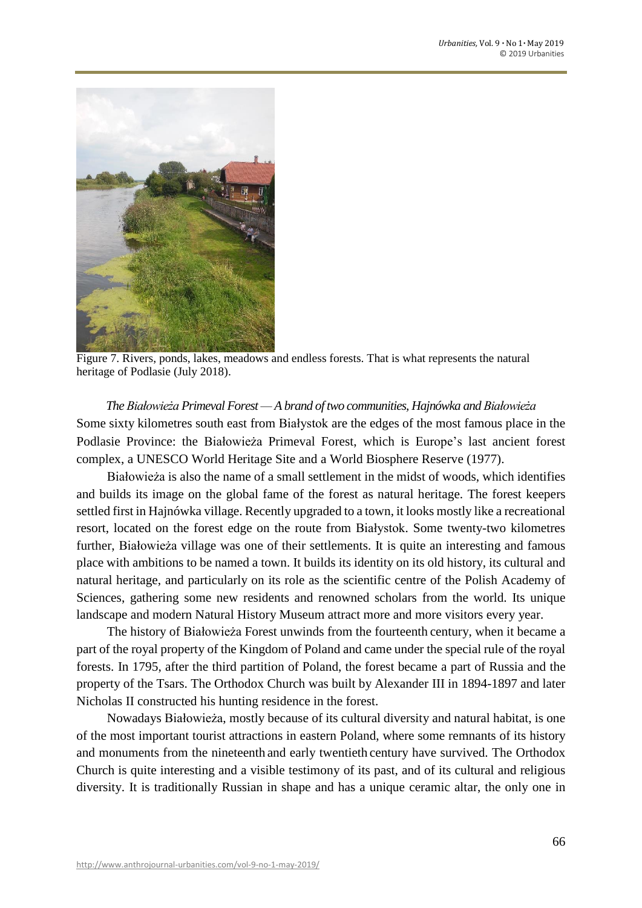Figure 7. Rivers, ponds, lakes, meadows and endless forests. That is what represents the natural heritage of Podlasie (July 2018).

*The Białowieża Primeval Forest — A brand of two communities, Hajnówka and Białowieża*

Some sixty kilometres south east from Białystok are the edges of the most famous place in the Podlasie Province: the Białowieża Primeval Forest, which is Europe's last ancient forest complex, a UNESCO World Heritage Site and a World Biosphere Reserve (1977).

Białowieża is also the name of a small settlement in the midst of woods, which identifies and builds its image on the global fame of the forest as natural heritage. The forest keepers settled first in Hajnówka village. Recently upgraded to a town, it looks mostly like a recreational resort, located on the forest edge on the route from Białystok. Some twenty-two kilometres further, Białowieża village was one of their settlements. It is quite an interesting and famous place with ambitions to be named a town. It builds its identity on its old history, its cultural and natural heritage, and particularly on its role as the scientific centre of the Polish Academy of Sciences, gathering some new residents and renowned scholars from the world. Its unique landscape and modern Natural History Museum attract more and more visitors every year.

The history of Białowieża Forest unwinds from the fourteenth century, when it became a part of the royal property of the Kingdom of Poland and came under the special rule of the royal forests. In 1795, after the third partition of Poland, the forest became a part of Russia and the property of the Tsars. The Orthodox Church was built by Alexander III in 1894-1897 and later Nicholas II constructed his hunting residence in the forest.

Nowadays Białowieża, mostly because of its cultural diversity and natural habitat, is one of the most important tourist attractions in eastern Poland, where some remnants of its history and monuments from the nineteenth and early twentieth century have survived. The Orthodox Church is quite interesting and a visible testimony of its past, and of its cultural and religious diversity. It is traditionally Russian in shape and has a unique ceramic altar, the only one in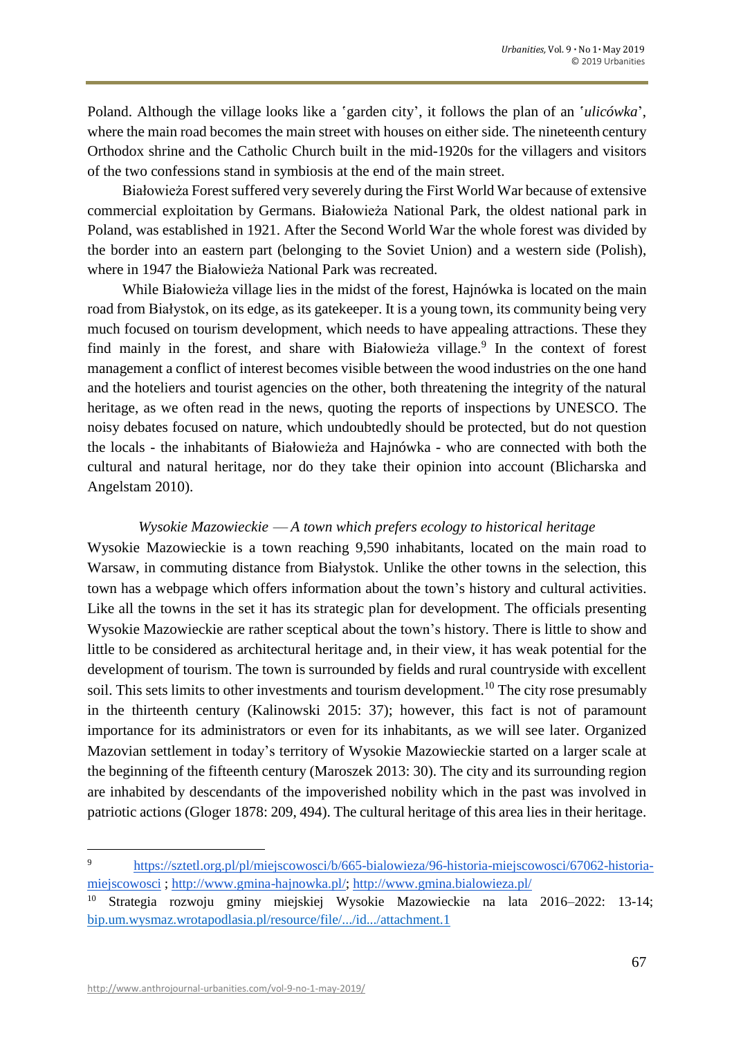Poland. Although the village looks like a 'garden city', it follows the plan of an '*ulicówka*', where the main road becomes the main street with houses on either side. The nineteenth century Orthodox shrine and the Catholic Church built in the mid-1920s for the villagers and visitors of the two confessions stand in symbiosis at the end of the main street.

Białowieża Forest suffered very severely during the First World War because of extensive commercial exploitation by Germans. Białowieża National Park, the oldest national park in Poland, was established in 1921. After the Second World War the whole forest was divided by the border into an eastern part (belonging to the Soviet Union) and a western side (Polish), where in 1947 the Białowieża National Park was recreated.

While Białowieża village lies in the midst of the forest, Hajnówka is located on the main road from Białystok, on its edge, as its gatekeeper. It is a young town, its community being very much focused on tourism development, which needs to have appealing attractions. These they find mainly in the forest, and share with Białowieża village.[9] In the context of forest management a conflict of interest becomes visible between the wood industries on the one hand and the hoteliers and tourist agencies on the other, both threatening the integrity of the natural heritage, as we often read in the news, quoting the reports of inspections by UNESCO. The noisy debates focused on nature, which undoubtedly should be protected, but do not question the locals - the inhabitants of Białowieża and Hajnówka - who are connected with both the cultural and natural heritage, nor do they take their opinion into account (Blicharska and Angelstam 2010).

### *Wysokie Mazowieckie — A town which prefers ecology to historical heritage*

Wysokie Mazowieckie is a town reaching 9,590 inhabitants, located on the main road to Warsaw, in commuting distance from Białystok. Unlike the other towns in the selection, this town has a webpage which offers information about the town's history and cultural activities. Like all the towns in the set it has its strategic plan for development. The officials presenting Wysokie Mazowieckie are rather sceptical about the town's history. There is little to show and little to be considered as architectural heritage and, in their view, it has weak potential for the development of tourism. The town is surrounded by fields and rural countryside with excellent soil. This sets limits to other investments and tourism development.[10] The city rose presumably in the thirteenth century (Kalinowski 2015: 37); however, this fact is not of paramount importance for its administrators or even for its inhabitants, as we will see later. Organized Mazovian settlement in today's territory of Wysokie Mazowieckie started on a larger scale at the beginning of the fifteenth century (Maroszek 2013: 30). The city and its surrounding region are inhabited by descendants of the impoverished nobility which in the past was involved in patriotic actions (Gloger 1878: 209, 494). The cultural heritage of this area lies in their heritage.

---

[9] https://sztetl.org.pl/pl/miejscowosci/b/665-bialowieza/96-historia-miejscowosci/67062-historia-miejscowosci ; http://www.gmina-hajnowka.pl/; http://www.gmina.bialowieza.pl/

[10] Strategia rozwoju gminy miejskiej Wysokie Mazowieckie na lata 2016–2022: 13-14; bip.um.wysmaz.wrotapodlasia.pl/resource/file/.../id.../attachment.1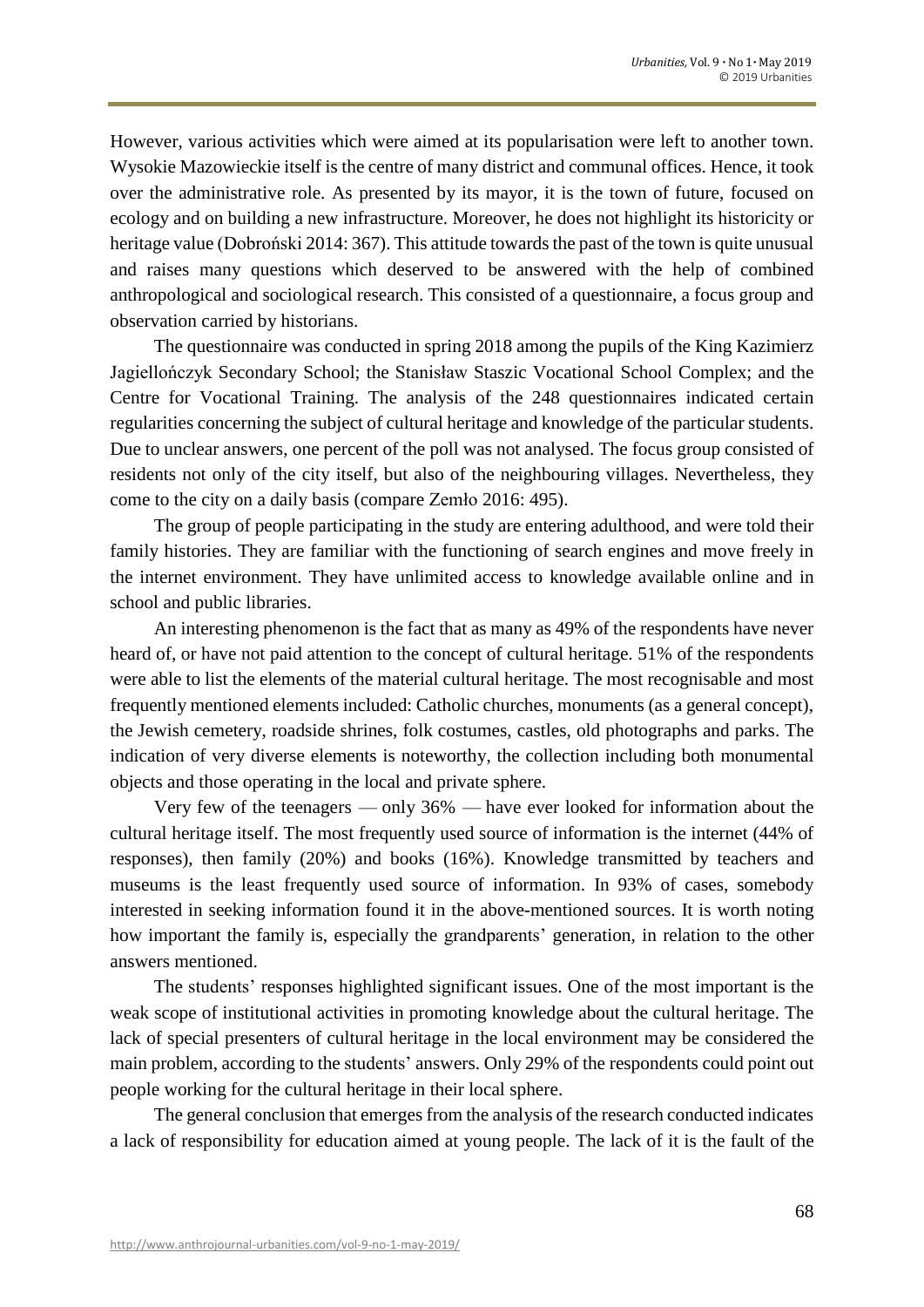However, various activities which were aimed at its popularisation were left to another town. Wysokie Mazowieckie itself is the centre of many district and communal offices. Hence, it took over the administrative role. As presented by its mayor, it is the town of future, focused on ecology and on building a new infrastructure. Moreover, he does not highlight its historicity or heritage value (Dobroński 2014: 367). This attitude towards the past of the town is quite unusual and raises many questions which deserved to be answered with the help of combined anthropological and sociological research. This consisted of a questionnaire, a focus group and observation carried by historians.

The questionnaire was conducted in spring 2018 among the pupils of the King Kazimierz Jagiellończyk Secondary School; the Stanisław Staszic Vocational School Complex; and the Centre for Vocational Training. The analysis of the 248 questionnaires indicated certain regularities concerning the subject of cultural heritage and knowledge of the particular students. Due to unclear answers, one percent of the poll was not analysed. The focus group consisted of residents not only of the city itself, but also of the neighbouring villages. Nevertheless, they come to the city on a daily basis (compare Zemło 2016: 495).

The group of people participating in the study are entering adulthood, and were told their family histories. They are familiar with the functioning of search engines and move freely in the internet environment. They have unlimited access to knowledge available online and in school and public libraries.

An interesting phenomenon is the fact that as many as 49% of the respondents have never heard of, or have not paid attention to the concept of cultural heritage. 51% of the respondents were able to list the elements of the material cultural heritage. The most recognisable and most frequently mentioned elements included: Catholic churches, monuments (as a general concept), the Jewish cemetery, roadside shrines, folk costumes, castles, old photographs and parks. The indication of very diverse elements is noteworthy, the collection including both monumental objects and those operating in the local and private sphere.

Very few of the teenagers — only 36% — have ever looked for information about the cultural heritage itself. The most frequently used source of information is the internet (44% of responses), then family (20%) and books (16%). Knowledge transmitted by teachers and museums is the least frequently used source of information. In 93% of cases, somebody interested in seeking information found it in the above-mentioned sources. It is worth noting how important the family is, especially the grandparents' generation, in relation to the other answers mentioned.

The students' responses highlighted significant issues. One of the most important is the weak scope of institutional activities in promoting knowledge about the cultural heritage. The lack of special presenters of cultural heritage in the local environment may be considered the main problem, according to the students' answers. Only 29% of the respondents could point out people working for the cultural heritage in their local sphere.

The general conclusion that emerges from the analysis of the research conducted indicates a lack of responsibility for education aimed at young people. The lack of it is the fault of the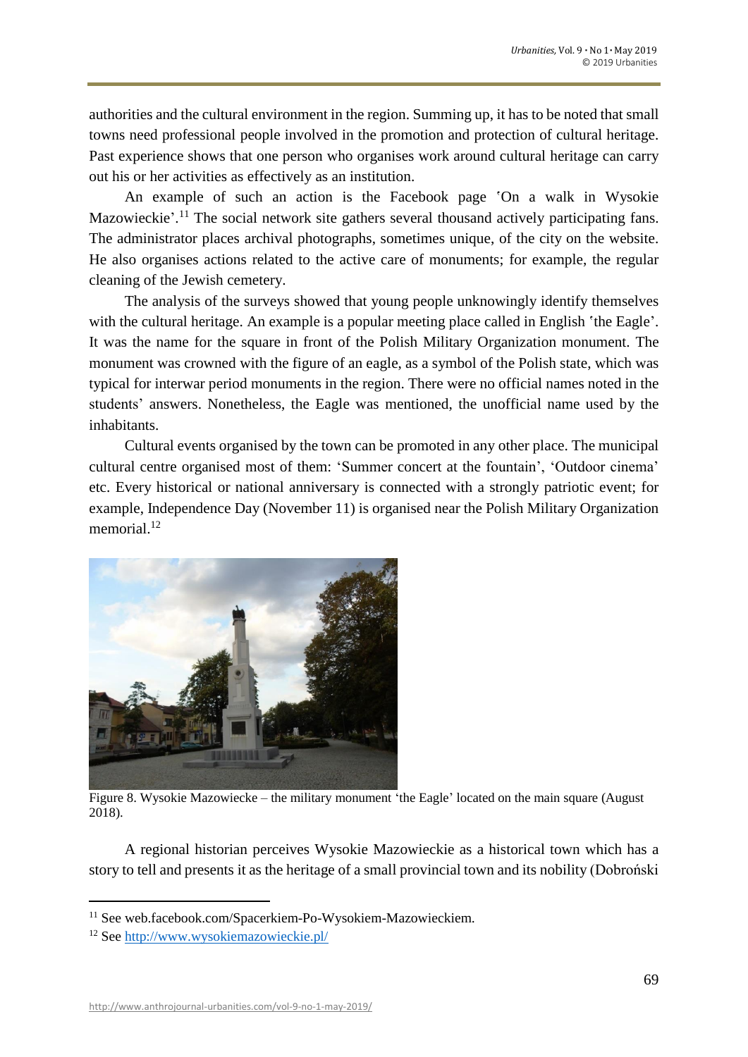authorities and the cultural environment in the region. Summing up, it has to be noted that small towns need professional people involved in the promotion and protection of cultural heritage. Past experience shows that one person who organises work around cultural heritage can carry out his or her activities as effectively as an institution.

An example of such an action is the Facebook page 'On a walk in Wysokie Mazowieckie'.[11] The social network site gathers several thousand actively participating fans. The administrator places archival photographs, sometimes unique, of the city on the website. He also organises actions related to the active care of monuments; for example, the regular cleaning of the Jewish cemetery.

The analysis of the surveys showed that young people unknowingly identify themselves with the cultural heritage. An example is a popular meeting place called in English 'the Eagle'. It was the name for the square in front of the Polish Military Organization monument. The monument was crowned with the figure of an eagle, as a symbol of the Polish state, which was typical for interwar period monuments in the region. There were no official names noted in the students' answers. Nonetheless, the Eagle was mentioned, the unofficial name used by the inhabitants.

Cultural events organised by the town can be promoted in any other place. The municipal cultural centre organised most of them: 'Summer concert at the fountain', 'Outdoor cinema' etc. Every historical or national anniversary is connected with a strongly patriotic event; for example, Independence Day (November 11) is organised near the Polish Military Organization memorial.[12]

Figure 8. Wysokie Mazowiecke – the military monument 'the Eagle' located on the main square (August 2018).

A regional historian perceives Wysokie Mazowieckie as a historical town which has a story to tell and presents it as the heritage of a small provincial town and its nobility (Dobroński

---

[11] See web.facebook.com/Spacerkiem-Po-Wysokiem-Mazowieckiem.

[12] See http://www.wysokiemazowieckie.pl/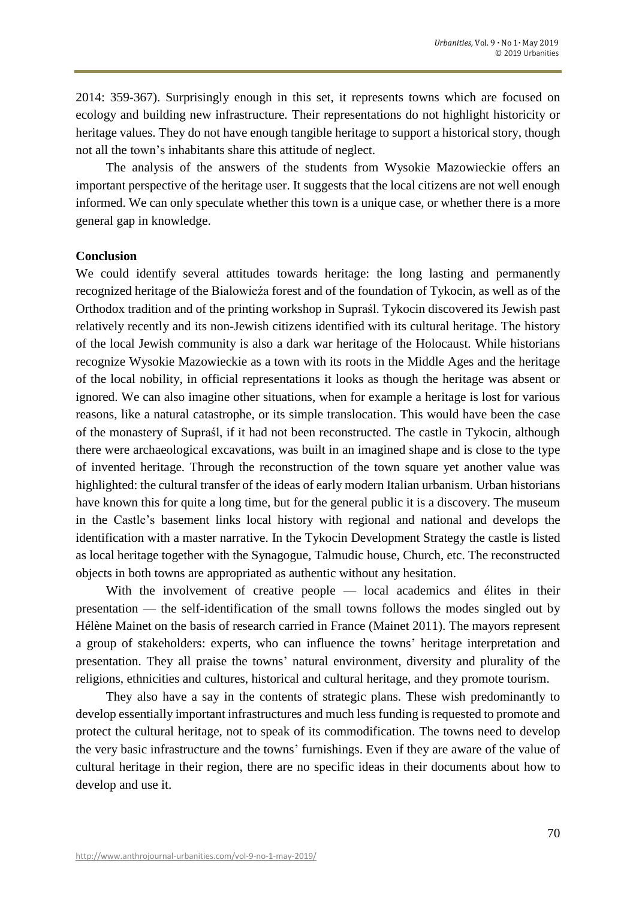2014: 359-367). Surprisingly enough in this set, it represents towns which are focused on ecology and building new infrastructure. Their representations do not highlight historicity or heritage values. They do not have enough tangible heritage to support a historical story, though not all the town's inhabitants share this attitude of neglect.

The analysis of the answers of the students from Wysokie Mazowieckie offers an important perspective of the heritage user. It suggests that the local citizens are not well enough informed. We can only speculate whether this town is a unique case, or whether there is a more general gap in knowledge.

**Conclusion**

We could identify several attitudes towards heritage: the long lasting and permanently recognized heritage of the Białowieża forest and of the foundation of Tykocin, as well as of the Orthodox tradition and of the printing workshop in Supraśl. Tykocin discovered its Jewish past relatively recently and its non-Jewish citizens identified with its cultural heritage. The history of the local Jewish community is also a dark war heritage of the Holocaust. While historians recognize Wysokie Mazowieckie as a town with its roots in the Middle Ages and the heritage of the local nobility, in official representations it looks as though the heritage was absent or ignored. We can also imagine other situations, when for example a heritage is lost for various reasons, like a natural catastrophe, or its simple translocation. This would have been the case of the monastery of Supraśl, if it had not been reconstructed. The castle in Tykocin, although there were archaeological excavations, was built in an imagined shape and is close to the type of invented heritage. Through the reconstruction of the town square yet another value was highlighted: the cultural transfer of the ideas of early modern Italian urbanism. Urban historians have known this for quite a long time, but for the general public it is a discovery. The museum in the Castle's basement links local history with regional and national and develops the identification with a master narrative. In the Tykocin Development Strategy the castle is listed as local heritage together with the Synagogue, Talmudic house, Church, etc. The reconstructed objects in both towns are appropriated as authentic without any hesitation.

With the involvement of creative people — local academics and élites in their presentation — the self-identification of the small towns follows the modes singled out by Hélène Mainet on the basis of research carried in France (Mainet 2011). The mayors represent a group of stakeholders: experts, who can influence the towns' heritage interpretation and presentation. They all praise the towns' natural environment, diversity and plurality of the religions, ethnicities and cultures, historical and cultural heritage, and they promote tourism.

They also have a say in the contents of strategic plans. These wish predominantly to develop essentially important infrastructures and much less funding is requested to promote and protect the cultural heritage, not to speak of its commodification. The towns need to develop the very basic infrastructure and the towns' furnishings. Even if they are aware of the value of cultural heritage in their region, there are no specific ideas in their documents about how to develop and use it.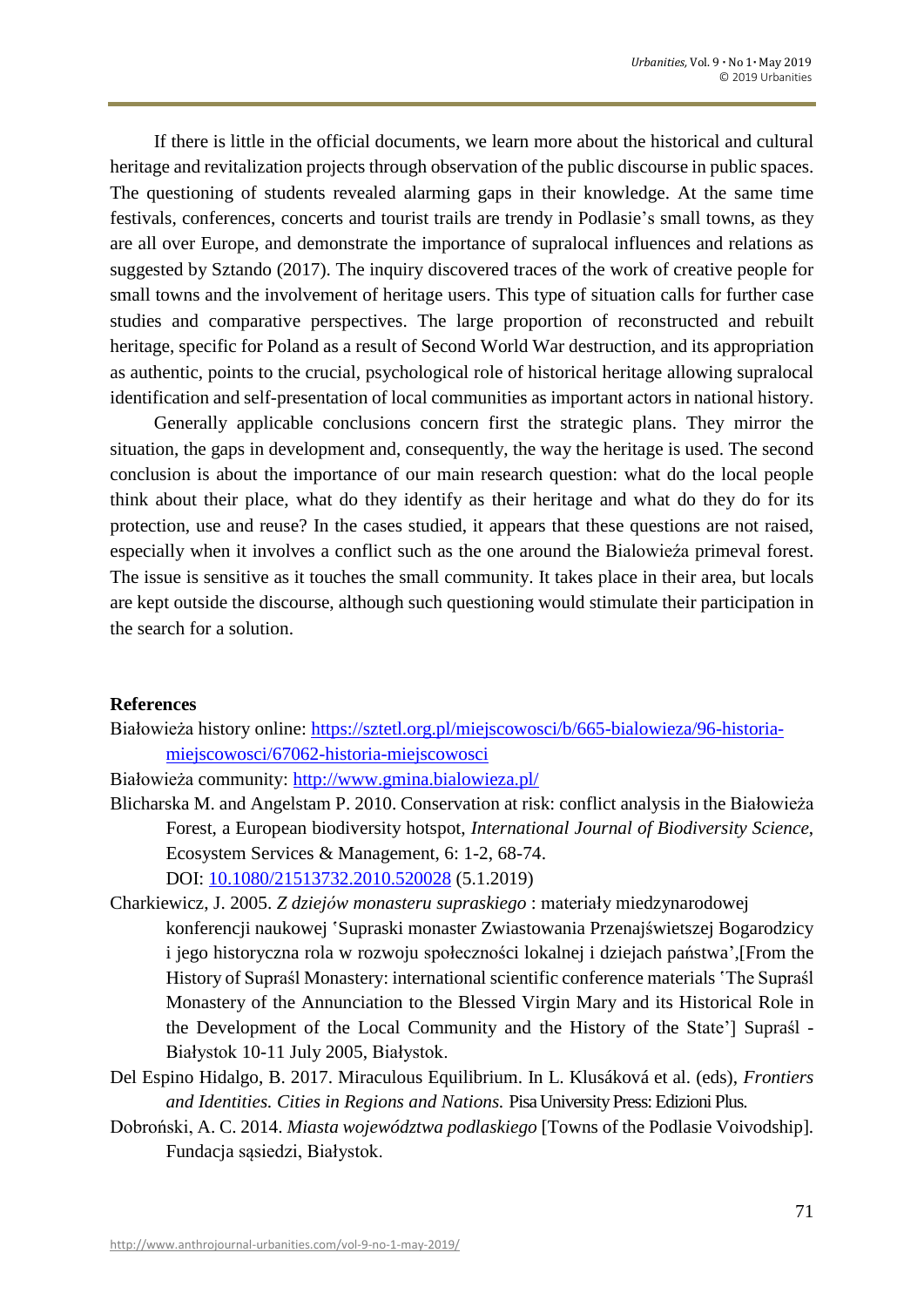If there is little in the official documents, we learn more about the historical and cultural heritage and revitalization projects through observation of the public discourse in public spaces. The questioning of students revealed alarming gaps in their knowledge. At the same time festivals, conferences, concerts and tourist trails are trendy in Podlasie's small towns, as they are all over Europe, and demonstrate the importance of supralocal influences and relations as suggested by Sztando (2017). The inquiry discovered traces of the work of creative people for small towns and the involvement of heritage users. This type of situation calls for further case studies and comparative perspectives. The large proportion of reconstructed and rebuilt heritage, specific for Poland as a result of Second World War destruction, and its appropriation as authentic, points to the crucial, psychological role of historical heritage allowing supralocal identification and self-presentation of local communities as important actors in national history.

Generally applicable conclusions concern first the strategic plans. They mirror the situation, the gaps in development and, consequently, the way the heritage is used. The second conclusion is about the importance of our main research question: what do the local people think about their place, what do they identify as their heritage and what do they do for its protection, use and reuse? In the cases studied, it appears that these questions are not raised, especially when it involves a conflict such as the one around the Bialowieża primeval forest. The issue is sensitive as it touches the small community. It takes place in their area, but locals are kept outside the discourse, although such questioning would stimulate their participation in the search for a solution.

## References

Białowieża history online: https://sztetl.org.pl/miejscowosci/b/665-bialowieza/96-historia-miejscowosci/67062-historia-miejscowosci

Białowieża community: http://www.gmina.bialowieza.pl/

Blicharska M. and Angelstam P. 2010. Conservation at risk: conflict analysis in the Białowieża Forest, a European biodiversity hotspot, *International Journal of Biodiversity Science*, Ecosystem Services & Management, 6: 1-2, 68-74. DOI: 10.1080/21513732.2010.520028 (5.1.2019)

Charkiewicz, J. 2005. *Z dziejów monasteru supraskiego* : materiały miedzynarodowej konferencji naukowej 'Supraski monaster Zwiastowania Przenajświetszej Bogarodzicy i jego historyczna rola w rozwoju społeczności lokalnej i dziejach państwa',[From the History of Supraśl Monastery: international scientific conference materials 'The Supraśl Monastery of the Annunciation to the Blessed Virgin Mary and its Historical Role in the Development of the Local Community and the History of the State'] Supraśl - Białystok 10-11 July 2005, Białystok.

Del Espino Hidalgo, B. 2017. Miraculous Equilibrium. In L. Klusáková et al. (eds), *Frontiers and Identities. Cities in Regions and Nations.* Pisa University Press: Edizioni Plus.

Dobroński, A. C. 2014. *Miasta województwa podlaskiego* [Towns of the Podlasie Voivodship]. Fundacja sąsiedzi, Białystok.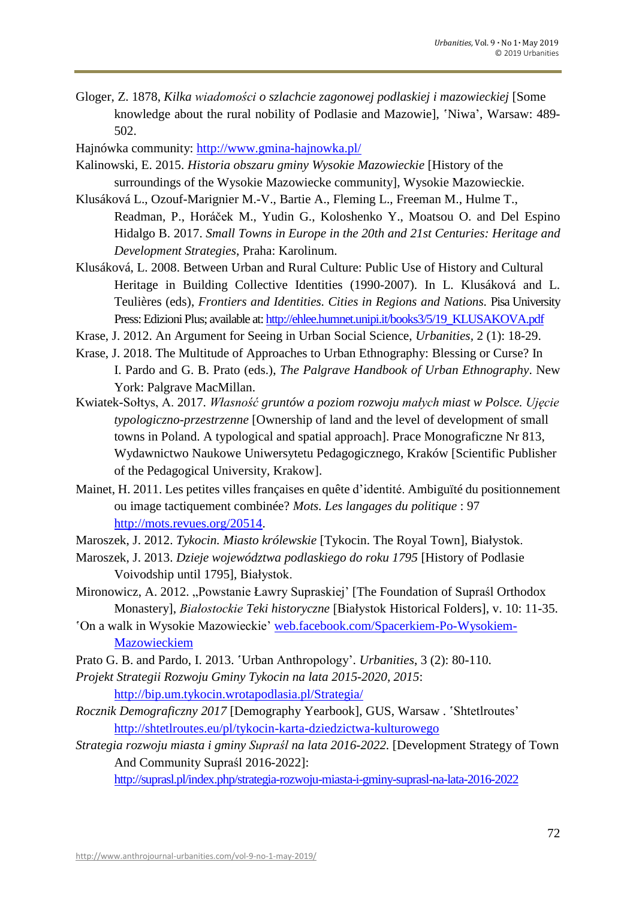Gloger, Z. 1878, *Kilka wiadomości o szlachcie zagonowej podlaskiej i mazowieckiej* [Some knowledge about the rural nobility of Podlasie and Mazowie], 'Niwa', Warsaw: 489-502.

Hajnówka community: http://www.gmina-hajnowka.pl/

Kalinowski, E. 2015. *Historia obszaru gminy Wysokie Mazowieckie* [History of the surroundings of the Wysokie Mazowiecke community], Wysokie Mazowieckie.

Klusáková L., Ozouf-Marignier M.-V., Bartie A., Fleming L., Freeman M., Hulme T., Readman, P., Horáček M., Yudin G., Koloshenko Y., Moatsou O. and Del Espino Hidalgo B. 2017. *Small Towns in Europe in the 20th and 21st Centuries: Heritage and Development Strategies*, Praha: Karolinum.

Klusáková, L. 2008. Between Urban and Rural Culture: Public Use of History and Cultural Heritage in Building Collective Identities (1990-2007). In L. Klusáková and L. Teulières (eds), *Frontiers and Identities. Cities in Regions and Nations.* Pisa University Press: Edizioni Plus; available at: http://ehlee.humnet.unipi.it/books3/5/19_KLUSAKOVA.pdf

Krase, J. 2012. An Argument for Seeing in Urban Social Science, *Urbanities*, 2 (1): 18-29.

Krase, J. 2018. The Multitude of Approaches to Urban Ethnography: Blessing or Curse? In I. Pardo and G. B. Prato (eds.), *The Palgrave Handbook of Urban Ethnography*. New York: Palgrave MacMillan.

Kwiatek-Sołtys, A. 2017. *Własność gruntów a poziom rozwoju małych miast w Polsce. Ujęcie typologiczno-przestrzenne* [Ownership of land and the level of development of small towns in Poland. A typological and spatial approach]. Prace Monograficzne Nr 813, Wydawnictwo Naukowe Uniwersytetu Pedagogicznego, Kraków [Scientific Publisher of the Pedagogical University, Krakow].

Mainet, H. 2011. Les petites villes françaises en quête d'identité. Ambiguïté du positionnement ou image tactiquement combinée? *Mots. Les langages du politique* : 97 http://mots.revues.org/20514.

Maroszek, J. 2012. *Tykocin. Miasto królewskie* [Tykocin. The Royal Town], Białystok.

Maroszek, J. 2013. *Dzieje województwa podlaskiego do roku 1795* [History of Podlasie Voivodship until 1795], Białystok.

Mironowicz, A. 2012. „Powstanie Ławry Supraskiej' [The Foundation of Supraśl Orthodox Monastery], *Białostockie Teki historyczne* [Białystok Historical Folders], v. 10: 11-35.

'On a walk in Wysokie Mazowieckie' web.facebook.com/Spacerkiem-Po-Wysokiem-Mazowieckiem

Prato G. B. and Pardo, I. 2013. 'Urban Anthropology'. *Urbanities*, 3 (2): 80-110.

*Projekt Strategii Rozwoju Gminy Tykocin na lata 2015-2020, 2015*: http://bip.um.tykocin.wrotapodlasia.pl/Strategia/

*Rocznik Demograficzny 2017* [Demography Yearbook], GUS, Warsaw . 'Shtetlroutes' http://shtetlroutes.eu/pl/tykocin-karta-dziedzictwa-kulturowego

*Strategia rozwoju miasta i gminy Supraśl na lata 2016-2022.* [Development Strategy of Town And Community Supraśl 2016-2022]: http://suprasl.pl/index.php/strategia-rozwoju-miasta-i-gminy-suprasl-na-lata-2016-2022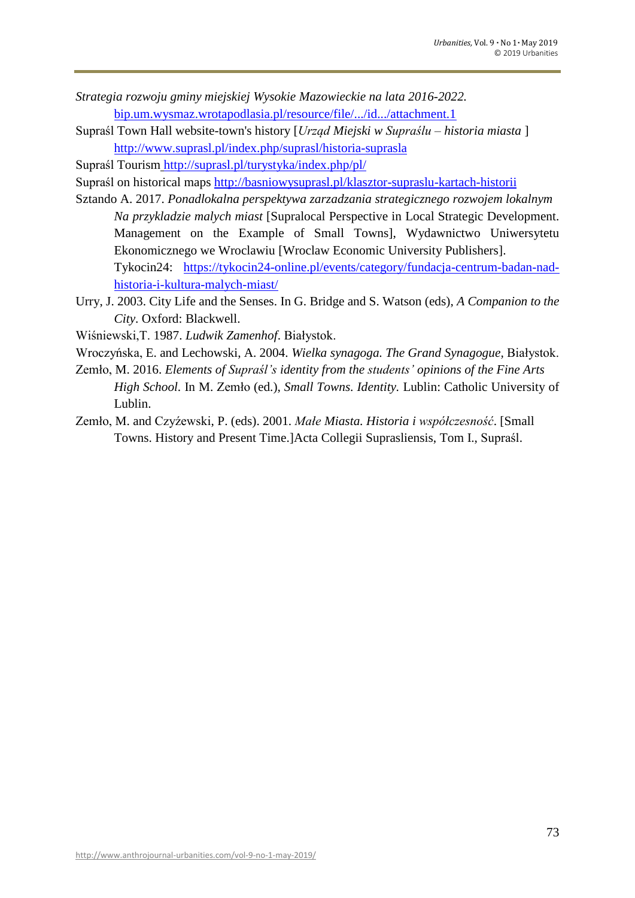*Strategia rozwoju gminy miejskiej Wysokie Mazowieckie na lata 2016-2022.* bip.um.wysmaz.wrotapodlasia.pl/resource/file/.../id.../attachment.1

Supraśl Town Hall website-town's history [*Urząd Miejski w Supraślu – historia miasta* ] http://www.suprasl.pl/index.php/suprasl/historia-suprasla

Supraśl Tourism http://suprasl.pl/turystyka/index.php/pl/

Supraśl on historical maps http://basniowysuprasl.pl/klasztor-supraslu-kartach-historii

Sztando A. 2017. *Ponadlokalna perspektywa zarzadzania strategicznego rozwojem lokalnym Na przykladzie malych miast* [Supralocal Perspective in Local Strategic Development. Management on the Example of Small Towns], Wydawnictwo Uniwersytetu Ekonomicznego we Wroclawiu [Wroclaw Economic University Publishers].

Tykocin24: https://tykocin24-online.pl/events/category/fundacja-centrum-badan-nad-historia-i-kultura-malych-miast/

Urry, J. 2003. City Life and the Senses. In G. Bridge and S. Watson (eds), *A Companion to the City*. Oxford: Blackwell.

Wiśniewski,T. 1987. *Ludwik Zamenhof.* Białystok.

Wroczyńska, E. and Lechowski, A. 2004. *Wielka synagoga. The Grand Synagogue,* Białystok.

Zemło, M. 2016. *Elements of Supraśl's identity from the students' opinions of the Fine Arts High School.* In M. Zemło (ed.), *Small Towns. Identity.* Lublin: Catholic University of Lublin.

Zemło, M. and Czyżewski, P. (eds). 2001. *Małe Miasta. Historia i współczesność*. [Small Towns. History and Present Time.]Acta Collegii Suprasliensis, Tom I., Supraśl.